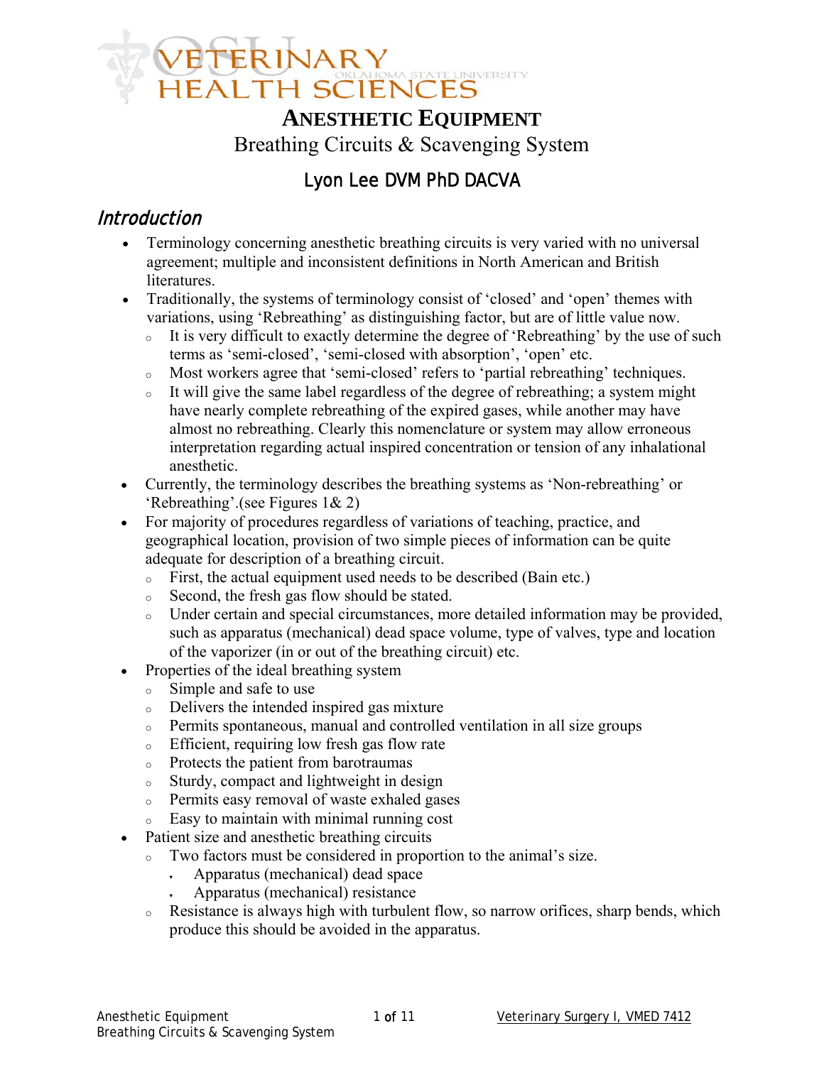# ANESTHETIC EQUIPMENT

## Breathing Circuits & Scavenging System

### Lyon Lee DVM PhD DACVA

## Introduction

- Terminology concerning anesthetic breathing circuits is very varied with no universal agreement; multiple and inconsistent definitions in North American and British literatures.
- Traditionally, the systems of terminology consist of 'closed' and 'open' themes with variations, using 'Rebreathing' as distinguishing factor, but are of little value now.
  - It is very difficult to exactly determine the degree of 'Rebreathing' by the use of such terms as 'semi-closed', 'semi-closed with absorption', 'open' etc.
  - Most workers agree that 'semi-closed' refers to 'partial rebreathing' techniques.
  - It will give the same label regardless of the degree of rebreathing; a system might have nearly complete rebreathing of the expired gases, while another may have almost no rebreathing. Clearly this nomenclature or system may allow erroneous interpretation regarding actual inspired concentration or tension of any inhalational anesthetic.
- Currently, the terminology describes the breathing systems as 'Non-rebreathing' or 'Rebreathing'.(see Figures 1& 2)
- For majority of procedures regardless of variations of teaching, practice, and geographical location, provision of two simple pieces of information can be quite adequate for description of a breathing circuit.
  - First, the actual equipment used needs to be described (Bain etc.)
  - Second, the fresh gas flow should be stated.
  - Under certain and special circumstances, more detailed information may be provided, such as apparatus (mechanical) dead space volume, type of valves, type and location of the vaporizer (in or out of the breathing circuit) etc.
- Properties of the ideal breathing system
  - Simple and safe to use
  - Delivers the intended inspired gas mixture
  - Permits spontaneous, manual and controlled ventilation in all size groups
  - Efficient, requiring low fresh gas flow rate
  - Protects the patient from barotraumas
  - Sturdy, compact and lightweight in design
  - Permits easy removal of waste exhaled gases
  - Easy to maintain with minimal running cost
- Patient size and anesthetic breathing circuits
  - Two factors must be considered in proportion to the animal's size.
    - Apparatus (mechanical) dead space
    - Apparatus (mechanical) resistance
  - Resistance is always high with turbulent flow, so narrow orifices, sharp bends, which produce this should be avoided in the apparatus.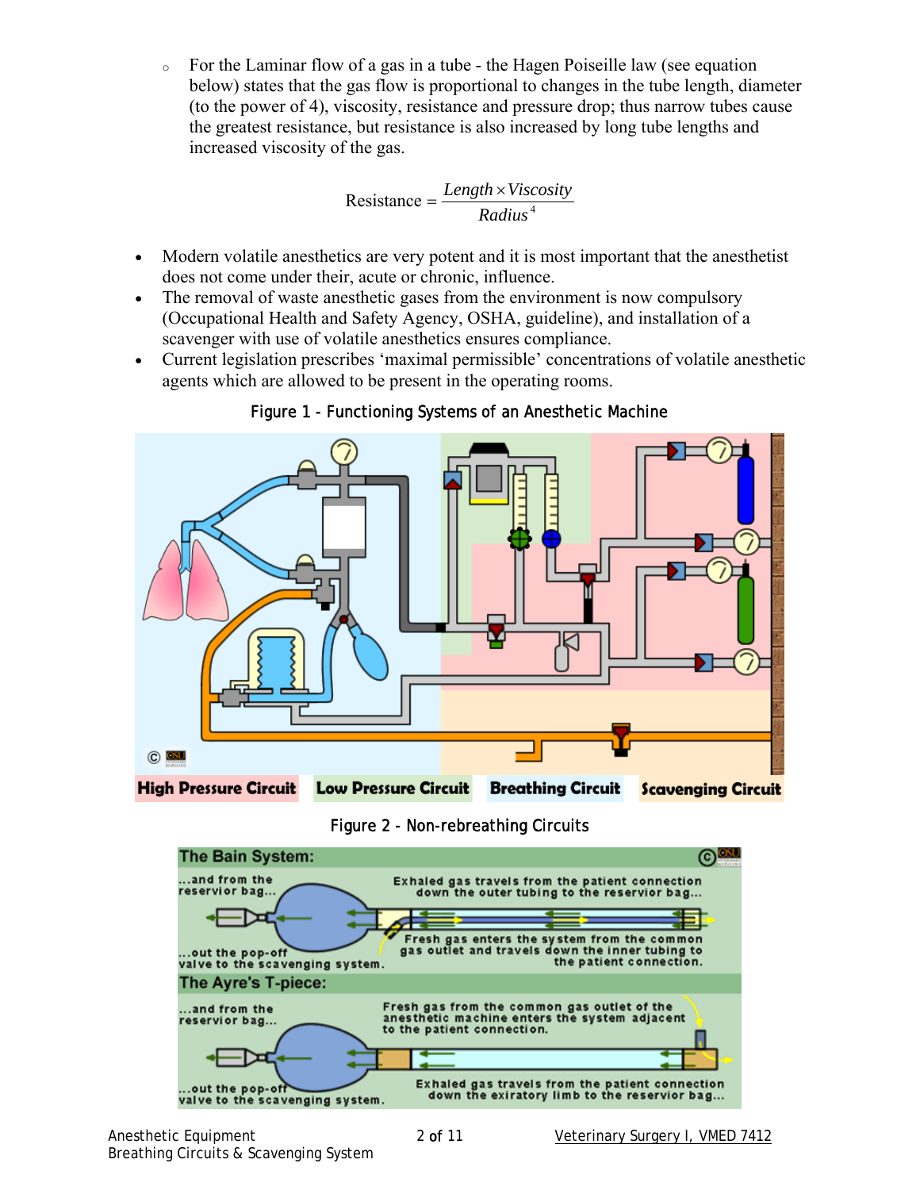- For the Laminar flow of a gas in a tube - the Hagen Poiseille law (see equation below) states that the gas flow is proportional to changes in the tube length, diameter (to the power of 4), viscosity, resistance and pressure drop; thus narrow tubes cause the greatest resistance, but resistance is also increased by long tube lengths and increased viscosity of the gas.

$$\text{Resistance} = \frac{Length \times Viscosity}{Radius^4}$$

- Modern volatile anesthetics are very potent and it is most important that the anesthetist does not come under their, acute or chronic, influence.
- The removal of waste anesthetic gases from the environment is now compulsory (Occupational Health and Safety Agency, OSHA, guideline), and installation of a scavenger with use of volatile anesthetics ensures compliance.
- Current legislation prescribes 'maximal permissible' concentrations of volatile anesthetic agents which are allowed to be present in the operating rooms.

Figure 1 - Functioning Systems of an Anesthetic Machine

High Pressure Circuit | Low Pressure Circuit | Breathing Circuit | Scavenging Circuit

Figure 2 - Non-rebreathing Circuits

**The Bain System:**

Exhaled gas travels from the patient connection down the outer tubing to the reservoir bag...

...and from the reservoir bag...

...out the pop-off valve to the scavenging system.

Fresh gas enters the system from the common gas outlet and travels down the inner tubing to the patient connection.

**The Ayre's T-piece:**

Fresh gas from the common gas outlet of the anesthetic machine enters the system adjacent to the patient connection.

Exhaled gas travels from the patient connection down the exiratory limb to the reservior bag...

...and from the reservior bag...

...out the pop-off valve to the scavenging system.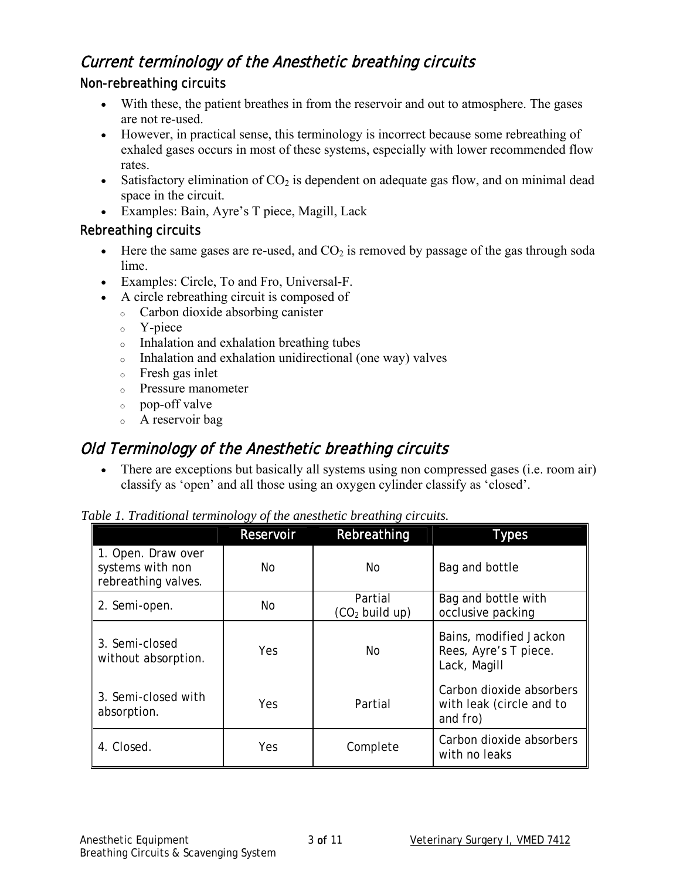## Current terminology of the Anesthetic breathing circuits

### Non-rebreathing circuits

- With these, the patient breathes in from the reservoir and out to atmosphere. The gases are not re-used.
- However, in practical sense, this terminology is incorrect because some rebreathing of exhaled gases occurs in most of these systems, especially with lower recommended flow rates.
- Satisfactory elimination of $CO_2$ is dependent on adequate gas flow, and on minimal dead space in the circuit.
- Examples: Bain, Ayre's T piece, Magill, Lack

### Rebreathing circuits

- Here the same gases are re-used, and $CO_2$ is removed by passage of the gas through soda lime.
- Examples: Circle, To and Fro, Universal-F.
- A circle rebreathing circuit is composed of
  - Carbon dioxide absorbing canister
  - Y-piece
  - Inhalation and exhalation breathing tubes
  - Inhalation and exhalation unidirectional (one way) valves
  - Fresh gas inlet
  - Pressure manometer
  - pop-off valve
  - A reservoir bag

## Old Terminology of the Anesthetic breathing circuits

- There are exceptions but basically all systems using non compressed gases (i.e. room air) classify as 'open' and all those using an oxygen cylinder classify as 'closed'.

*Table 1. Traditional terminology of the anesthetic breathing circuits.*

| | Reservoir | Rebreathing | Types |
|---|---|---|---|
| 1. Open. Draw over systems with non rebreathing valves. | No | No | Bag and bottle |
| 2. Semi-open. | No | Partial ($CO_2$ build up) | Bag and bottle with occlusive packing |
| 3. Semi-closed without absorption. | Yes | No | Bains, modified Jackon Rees, Ayre's T piece. Lack, Magill |
| 3. Semi-closed with absorption. | Yes | Partial | Carbon dioxide absorbers with leak (circle and to and fro) |
| 4. Closed. | Yes | Complete | Carbon dioxide absorbers with no leaks |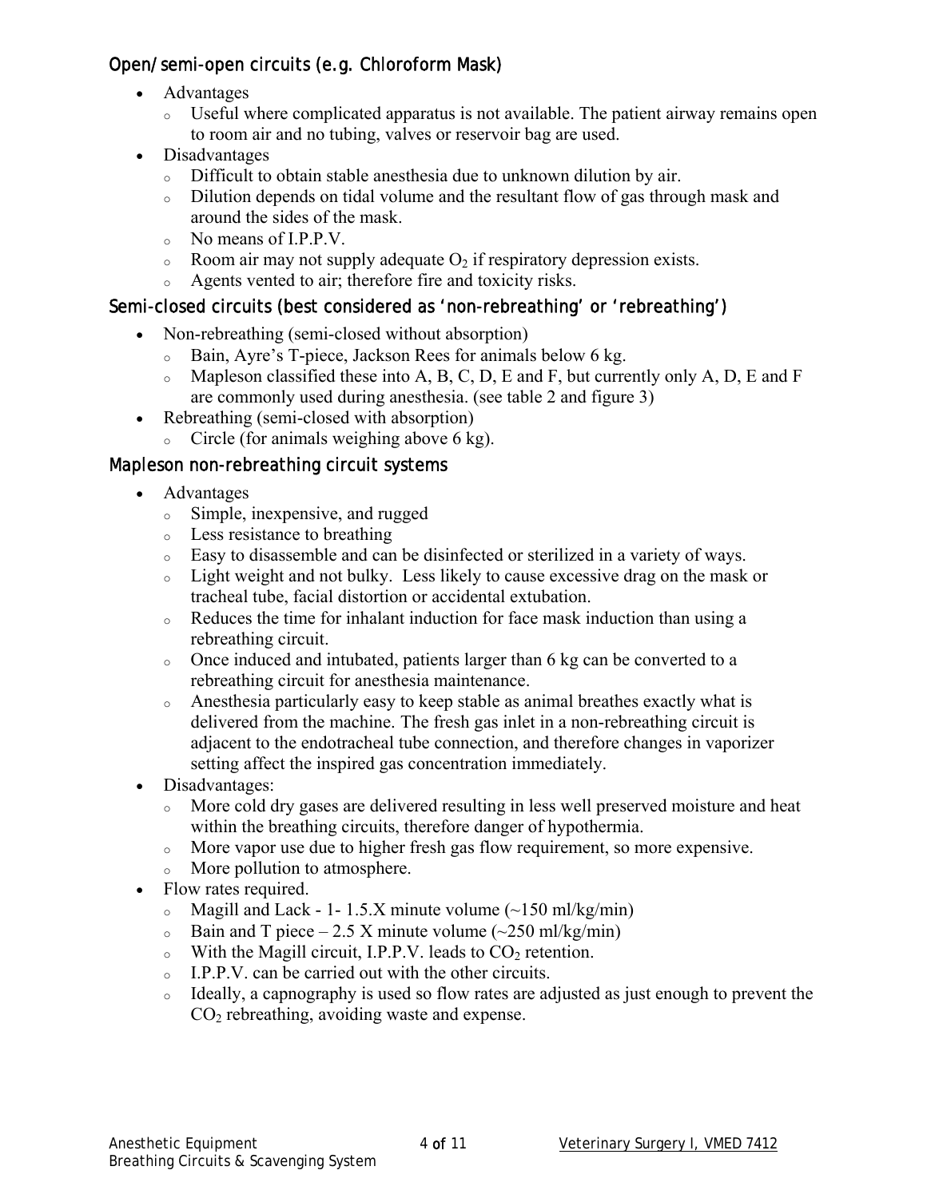### Open/semi-open circuits (e.g. Chloroform Mask)

- Advantages
  - Useful where complicated apparatus is not available. The patient airway remains open to room air and no tubing, valves or reservoir bag are used.
- Disadvantages
  - Difficult to obtain stable anesthesia due to unknown dilution by air.
  - Dilution depends on tidal volume and the resultant flow of gas through mask and around the sides of the mask.
  - No means of I.P.P.V.
  - Room air may not supply adequate $O_2$ if respiratory depression exists.
  - Agents vented to air; therefore fire and toxicity risks.

### Semi-closed circuits (best considered as 'non-rebreathing' or 'rebreathing')

- Non-rebreathing (semi-closed without absorption)
  - Bain, Ayre's T-piece, Jackson Rees for animals below 6 kg.
  - Mapleson classified these into A, B, C, D, E and F, but currently only A, D, E and F are commonly used during anesthesia. (see table 2 and figure 3)
- Rebreathing (semi-closed with absorption)
  - Circle (for animals weighing above 6 kg).

### Mapleson non-rebreathing circuit systems

- Advantages
  - Simple, inexpensive, and rugged
  - Less resistance to breathing
  - Easy to disassemble and can be disinfected or sterilized in a variety of ways.
  - Light weight and not bulky. Less likely to cause excessive drag on the mask or tracheal tube, facial distortion or accidental extubation.
  - Reduces the time for inhalant induction for face mask induction than using a rebreathing circuit.
  - Once induced and intubated, patients larger than 6 kg can be converted to a rebreathing circuit for anesthesia maintenance.
  - Anesthesia particularly easy to keep stable as animal breathes exactly what is delivered from the machine. The fresh gas inlet in a non-rebreathing circuit is adjacent to the endotracheal tube connection, and therefore changes in vaporizer setting affect the inspired gas concentration immediately.
- Disadvantages:
  - More cold dry gases are delivered resulting in less well preserved moisture and heat within the breathing circuits, therefore danger of hypothermia.
  - More vapor use due to higher fresh gas flow requirement, so more expensive.
  - More pollution to atmosphere.
- Flow rates required.
  - Magill and Lack - 1- 1.5.X minute volume (~150 ml/kg/min)
  - Bain and T piece – 2.5 X minute volume (~250 ml/kg/min)
  - With the Magill circuit, I.P.P.V. leads to $CO_2$ retention.
  - I.P.P.V. can be carried out with the other circuits.
  - Ideally, a capnography is used so flow rates are adjusted as just enough to prevent the $CO_2$ rebreathing, avoiding waste and expense.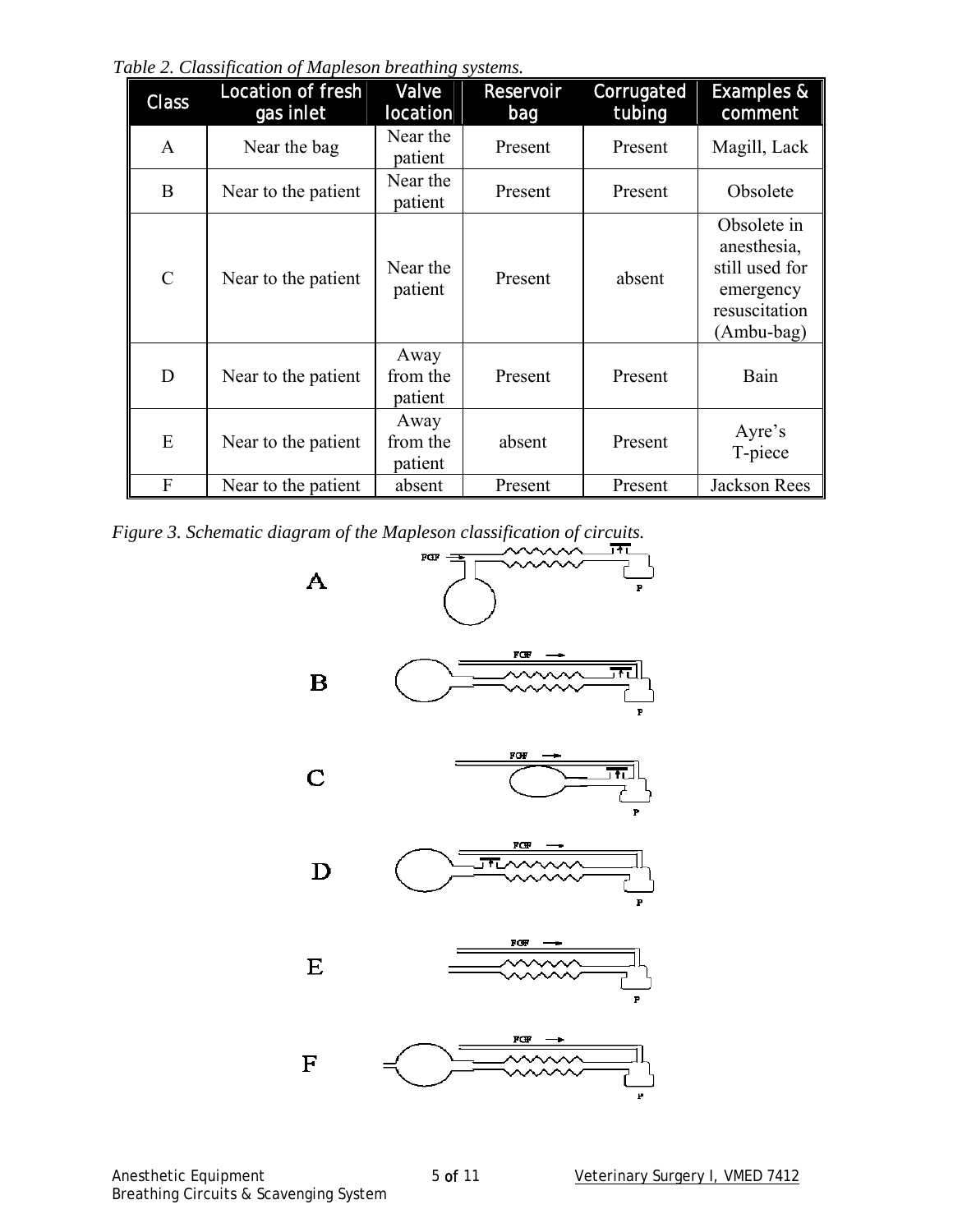*Table 2. Classification of Mapleson breathing systems.*

| Class | Location of fresh gas inlet | Valve location | Reservoir bag | Corrugated tubing | Examples & comment |
|---|---|---|---|---|---|
| A | Near the bag | Near the patient | Present | Present | Magill, Lack |
| B | Near to the patient | Near the patient | Present | Present | Obsolete |
| C | Near to the patient | Near the patient | Present | absent | Obsolete in anesthesia, still used for emergency resuscitation (Ambu-bag) |
| D | Near to the patient | Away from the patient | Present | Present | Bain |
| E | Near to the patient | Away from the patient | absent | Present | Ayre's T-piece |
| F | Near to the patient | absent | Present | Present | Jackson Rees |

*Figure 3. Schematic diagram of the Mapleson classification of circuits.*

A

B

C

D

E

F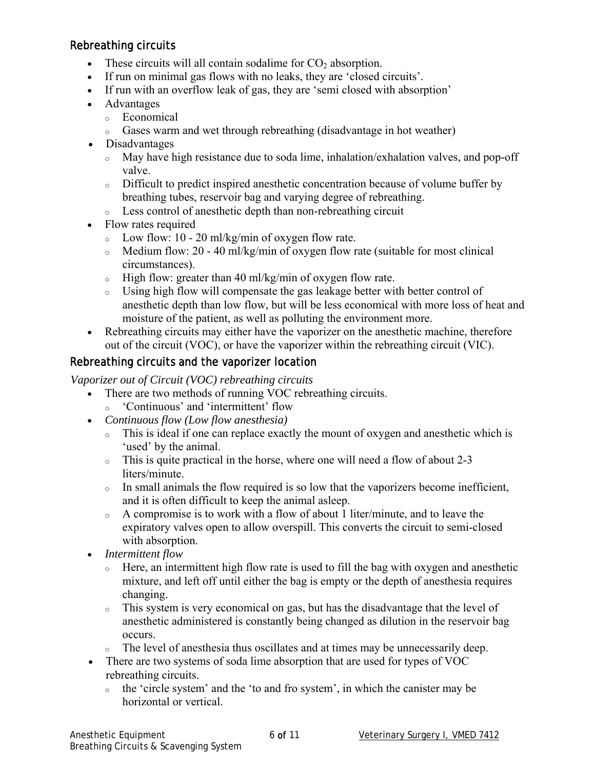## Rebreathing circuits

- These circuits will all contain sodalime for $CO_2$ absorption.
- If run on minimal gas flows with no leaks, they are 'closed circuits'.
- If run with an overflow leak of gas, they are 'semi closed with absorption'
- Advantages
  - Economical
  - Gases warm and wet through rebreathing (disadvantage in hot weather)
- Disadvantages
  - May have high resistance due to soda lime, inhalation/exhalation valves, and pop-off valve.
  - Difficult to predict inspired anesthetic concentration because of volume buffer by breathing tubes, reservoir bag and varying degree of rebreathing.
  - Less control of anesthetic depth than non-rebreathing circuit
- Flow rates required
  - Low flow: 10 - 20 ml/kg/min of oxygen flow rate.
  - Medium flow: 20 - 40 ml/kg/min of oxygen flow rate (suitable for most clinical circumstances).
  - High flow: greater than 40 ml/kg/min of oxygen flow rate.
  - Using high flow will compensate the gas leakage better with better control of anesthetic depth than low flow, but will be less economical with more loss of heat and moisture of the patient, as well as polluting the environment more.
- Rebreathing circuits may either have the vaporizer on the anesthetic machine, therefore out of the circuit (VOC), or have the vaporizer within the rebreathing circuit (VIC).

## Rebreathing circuits and the vaporizer location

*Vaporizer out of Circuit (VOC) rebreathing circuits*

- There are two methods of running VOC rebreathing circuits.
  - 'Continuous' and 'intermittent' flow
- *Continuous flow (Low flow anesthesia)*
  - This is ideal if one can replace exactly the mount of oxygen and anesthetic which is 'used' by the animal.
  - This is quite practical in the horse, where one will need a flow of about 2-3 liters/minute.
  - In small animals the flow required is so low that the vaporizers become inefficient, and it is often difficult to keep the animal asleep.
  - A compromise is to work with a flow of about 1 liter/minute, and to leave the expiratory valves open to allow overspill. This converts the circuit to semi-closed with absorption.
- *Intermittent flow*
  - Here, an intermittent high flow rate is used to fill the bag with oxygen and anesthetic mixture, and left off until either the bag is empty or the depth of anesthesia requires changing.
  - This system is very economical on gas, but has the disadvantage that the level of anesthetic administered is constantly being changed as dilution in the reservoir bag occurs.
  - The level of anesthesia thus oscillates and at times may be unnecessarily deep.
- There are two systems of soda lime absorption that are used for types of VOC rebreathing circuits.
  - the 'circle system' and the 'to and fro system', in which the canister may be horizontal or vertical.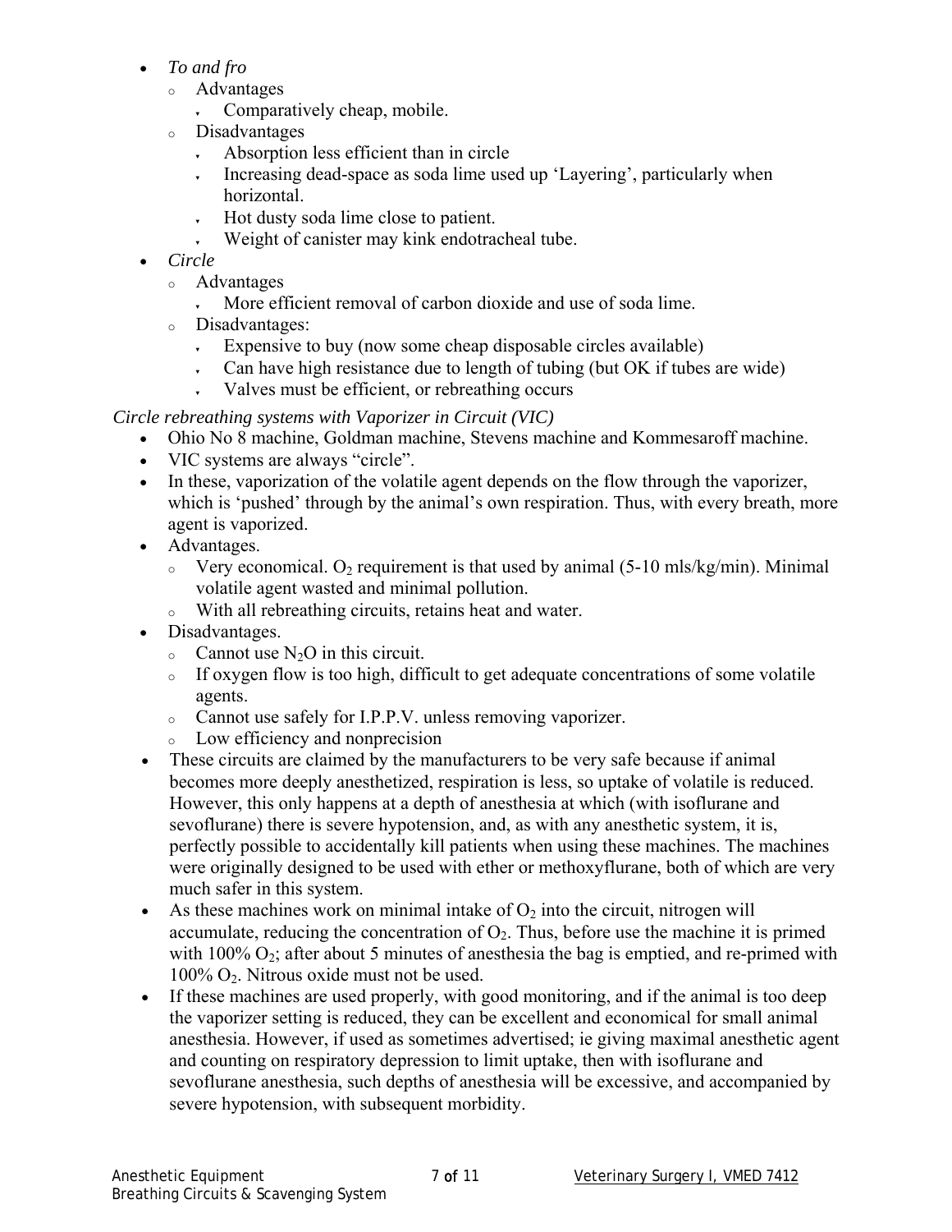- *To and fro*
  - Advantages
    - Comparatively cheap, mobile.
  - Disadvantages
    - Absorption less efficient than in circle
    - Increasing dead-space as soda lime used up 'Layering', particularly when horizontal.
    - Hot dusty soda lime close to patient.
    - Weight of canister may kink endotracheal tube.
- *Circle*
  - Advantages
    - More efficient removal of carbon dioxide and use of soda lime.
  - Disadvantages:
    - Expensive to buy (now some cheap disposable circles available)
    - Can have high resistance due to length of tubing (but OK if tubes are wide)
    - Valves must be efficient, or rebreathing occurs

*Circle rebreathing systems with Vaporizer in Circuit (VIC)*

- Ohio No 8 machine, Goldman machine, Stevens machine and Kommesaroff machine.
- VIC systems are always "circle".
- In these, vaporization of the volatile agent depends on the flow through the vaporizer, which is 'pushed' through by the animal's own respiration. Thus, with every breath, more agent is vaporized.
- Advantages.
  - Very economical. $O_2$ requirement is that used by animal (5-10 mls/kg/min). Minimal volatile agent wasted and minimal pollution.
  - With all rebreathing circuits, retains heat and water.
- Disadvantages.
  - Cannot use $N_2O$ in this circuit.
  - If oxygen flow is too high, difficult to get adequate concentrations of some volatile agents.
  - Cannot use safely for I.P.P.V. unless removing vaporizer.
  - Low efficiency and nonprecision
- These circuits are claimed by the manufacturers to be very safe because if animal becomes more deeply anesthetized, respiration is less, so uptake of volatile is reduced. However, this only happens at a depth of anesthesia at which (with isoflurane and sevoflurane) there is severe hypotension, and, as with any anesthetic system, it is, perfectly possible to accidentally kill patients when using these machines. The machines were originally designed to be used with ether or methoxyflurane, both of which are very much safer in this system.
- As these machines work on minimal intake of $O_2$ into the circuit, nitrogen will accumulate, reducing the concentration of $O_2$. Thus, before use the machine it is primed with 100% $O_2$; after about 5 minutes of anesthesia the bag is emptied, and re-primed with 100% $O_2$. Nitrous oxide must not be used.
- If these machines are used properly, with good monitoring, and if the animal is too deep the vaporizer setting is reduced, they can be excellent and economical for small animal anesthesia. However, if used as sometimes advertised; ie giving maximal anesthetic agent and counting on respiratory depression to limit uptake, then with isoflurane and sevoflurane anesthesia, such depths of anesthesia will be excessive, and accompanied by severe hypotension, with subsequent morbidity.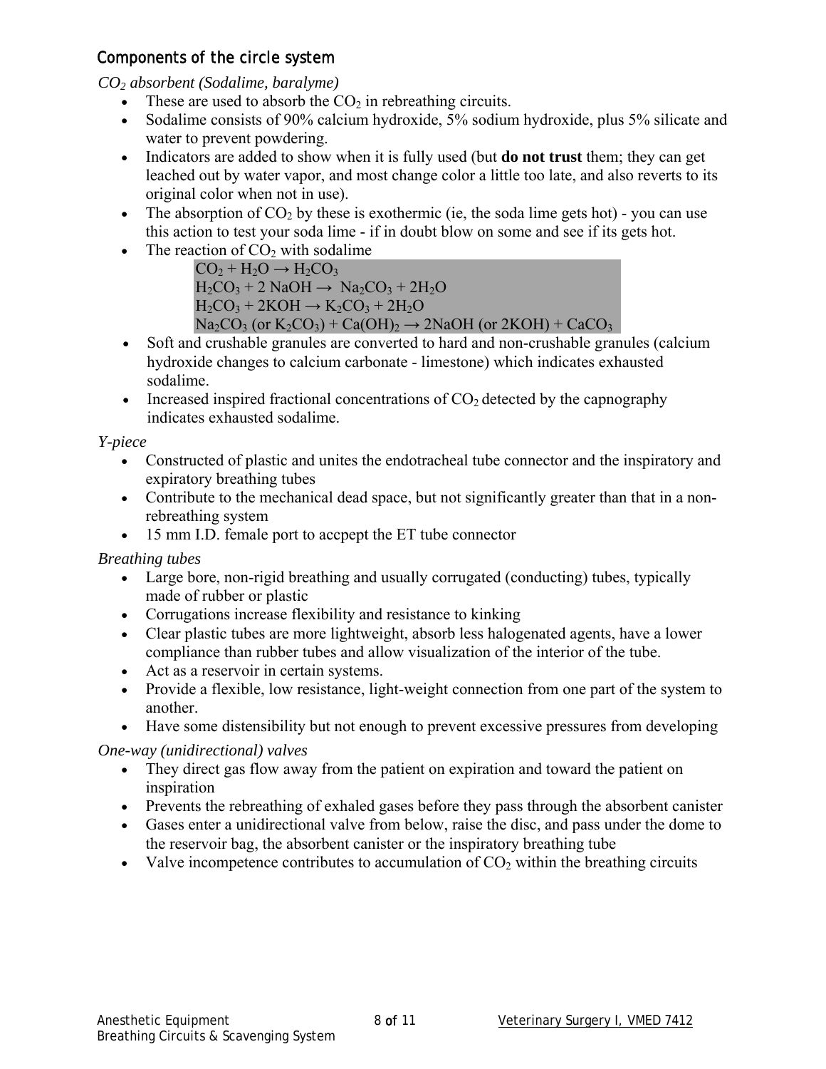## Components of the circle system

*$CO_2$ absorbent (Sodalime, baralyme)*

- These are used to absorb the $CO_2$ in rebreathing circuits.
- Sodalime consists of 90% calcium hydroxide, 5% sodium hydroxide, plus 5% silicate and water to prevent powdering.
- Indicators are added to show when it is fully used (but **do not trust** them; they can get leached out by water vapor, and most change color a little too late, and also reverts to its original color when not in use).
- The absorption of $CO_2$ by these is exothermic (ie, the soda lime gets hot) - you can use this action to test your soda lime - if in doubt blow on some and see if its gets hot.
- The reaction of $CO_2$ with sodalime

  $CO_2 + H_2O \rightarrow H_2CO_3$
  $H_2CO_3 + 2\ NaOH \rightarrow Na_2CO_3 + 2H_2O$
  $H_2CO_3 + 2KOH \rightarrow K_2CO_3 + 2H_2O$
  $Na_2CO_3$ (or $K_2CO_3$) + $Ca(OH)_2 \rightarrow$ 2NaOH (or 2KOH) + $CaCO_3$

- Soft and crushable granules are converted to hard and non-crushable granules (calcium hydroxide changes to calcium carbonate - limestone) which indicates exhausted sodalime.
- Increased inspired fractional concentrations of $CO_2$ detected by the capnography indicates exhausted sodalime.

*Y-piece*

- Constructed of plastic and unites the endotracheal tube connector and the inspiratory and expiratory breathing tubes
- Contribute to the mechanical dead space, but not significantly greater than that in a non-rebreathing system
- 15 mm I.D. female port to accpept the ET tube connector

*Breathing tubes*

- Large bore, non-rigid breathing and usually corrugated (conducting) tubes, typically made of rubber or plastic
- Corrugations increase flexibility and resistance to kinking
- Clear plastic tubes are more lightweight, absorb less halogenated agents, have a lower compliance than rubber tubes and allow visualization of the interior of the tube.
- Act as a reservoir in certain systems.
- Provide a flexible, low resistance, light-weight connection from one part of the system to another.
- Have some distensibility but not enough to prevent excessive pressures from developing

*One-way (unidirectional) valves*

- They direct gas flow away from the patient on expiration and toward the patient on inspiration
- Prevents the rebreathing of exhaled gases before they pass through the absorbent canister
- Gases enter a unidirectional valve from below, raise the disc, and pass under the dome to the reservoir bag, the absorbent canister or the inspiratory breathing tube
- Valve incompetence contributes to accumulation of $CO_2$ within the breathing circuits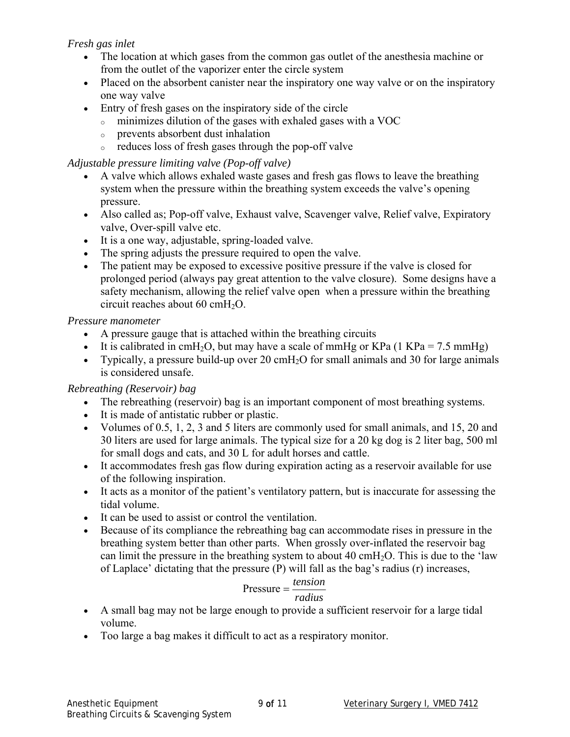*Fresh gas inlet*

- The location at which gases from the common gas outlet of the anesthesia machine or from the outlet of the vaporizer enter the circle system
- Placed on the absorbent canister near the inspiratory one way valve or on the inspiratory one way valve
- Entry of fresh gases on the inspiratory side of the circle
  - minimizes dilution of the gases with exhaled gases with a VOC
  - prevents absorbent dust inhalation
  - reduces loss of fresh gases through the pop-off valve

*Adjustable pressure limiting valve (Pop-off valve)*

- A valve which allows exhaled waste gases and fresh gas flows to leave the breathing system when the pressure within the breathing system exceeds the valve's opening pressure.
- Also called as; Pop-off valve, Exhaust valve, Scavenger valve, Relief valve, Expiratory valve, Over-spill valve etc.
- It is a one way, adjustable, spring-loaded valve.
- The spring adjusts the pressure required to open the valve.
- The patient may be exposed to excessive positive pressure if the valve is closed for prolonged period (always pay great attention to the valve closure). Some designs have a safety mechanism, allowing the relief valve open when a pressure within the breathing circuit reaches about 60 $cmH_2O$.

*Pressure manometer*

- A pressure gauge that is attached within the breathing circuits
- It is calibrated in $cmH_2O$, but may have a scale of mmHg or KPa (1 KPa = 7.5 mmHg)
- Typically, a pressure build-up over 20 $cmH_2O$ for small animals and 30 for large animals is considered unsafe.

*Rebreathing (Reservoir) bag*

- The rebreathing (reservoir) bag is an important component of most breathing systems.
- It is made of antistatic rubber or plastic.
- Volumes of 0.5, 1, 2, 3 and 5 liters are commonly used for small animals, and 15, 20 and 30 liters are used for large animals. The typical size for a 20 kg dog is 2 liter bag, 500 ml for small dogs and cats, and 30 L for adult horses and cattle.
- It accommodates fresh gas flow during expiration acting as a reservoir available for use of the following inspiration.
- It acts as a monitor of the patient's ventilatory pattern, but is inaccurate for assessing the tidal volume.
- It can be used to assist or control the ventilation.
- Because of its compliance the rebreathing bag can accommodate rises in pressure in the breathing system better than other parts. When grossly over-inflated the reservoir bag can limit the pressure in the breathing system to about 40 $cmH_2O$. This is due to the 'law of Laplace' dictating that the pressure (P) will fall as the bag's radius (r) increases,

$$\text{Pressure} = \frac{tension}{radius}$$

- A small bag may not be large enough to provide a sufficient reservoir for a large tidal volume.
- Too large a bag makes it difficult to act as a respiratory monitor.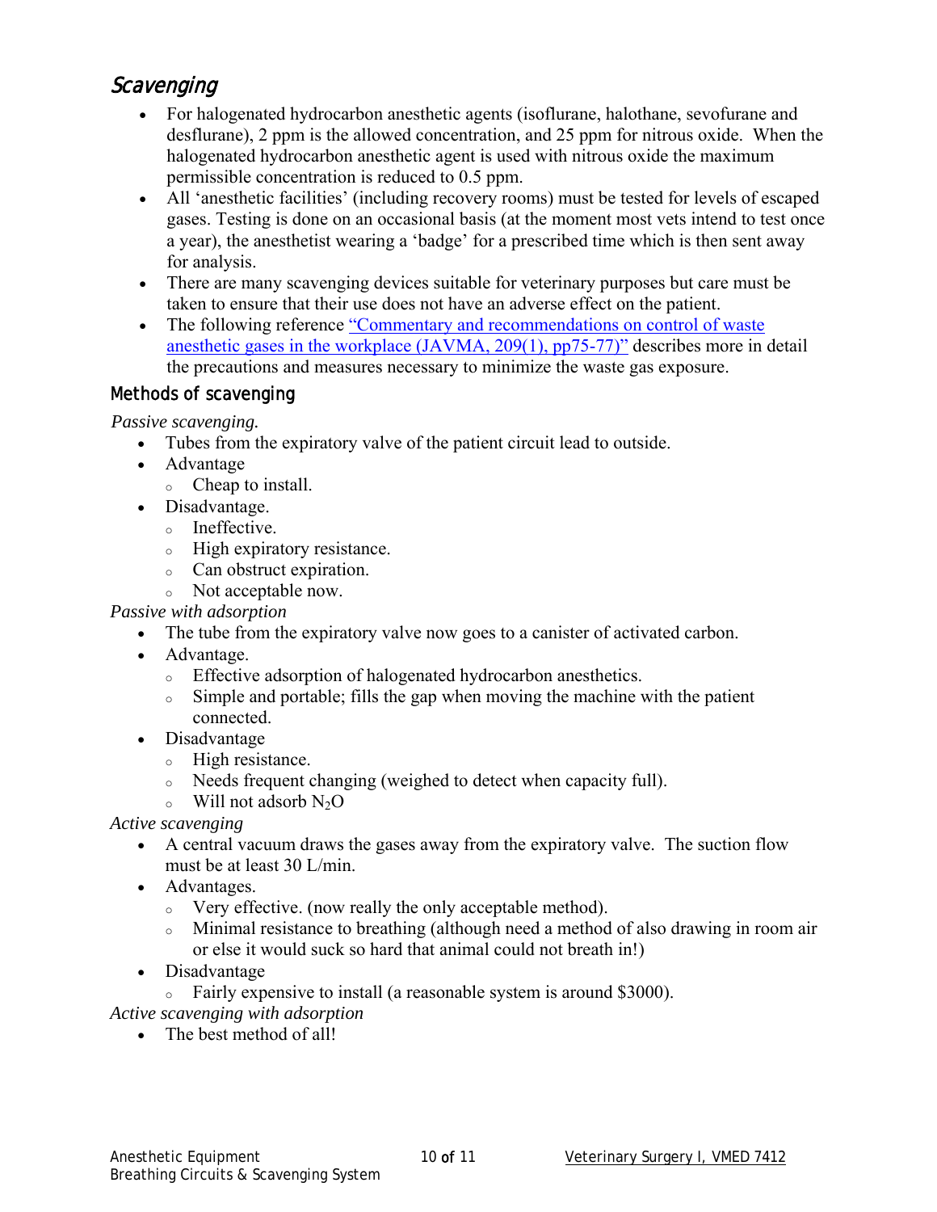## Scavenging

- For halogenated hydrocarbon anesthetic agents (isoflurane, halothane, sevofurane and desflurane), 2 ppm is the allowed concentration, and 25 ppm for nitrous oxide. When the halogenated hydrocarbon anesthetic agent is used with nitrous oxide the maximum permissible concentration is reduced to 0.5 ppm.
- All 'anesthetic facilities' (including recovery rooms) must be tested for levels of escaped gases. Testing is done on an occasional basis (at the moment most vets intend to test once a year), the anesthetist wearing a 'badge' for a prescribed time which is then sent away for analysis.
- There are many scavenging devices suitable for veterinary purposes but care must be taken to ensure that their use does not have an adverse effect on the patient.
- The following reference "Commentary and recommendations on control of waste anesthetic gases in the workplace (JAVMA, 209(1), pp75-77)" describes more in detail the precautions and measures necessary to minimize the waste gas exposure.

### Methods of scavenging

*Passive scavenging.*

- Tubes from the expiratory valve of the patient circuit lead to outside.
- Advantage
  - Cheap to install.
- Disadvantage.
  - Ineffective.
  - High expiratory resistance.
  - Can obstruct expiration.
  - Not acceptable now.

*Passive with adsorption*

- The tube from the expiratory valve now goes to a canister of activated carbon.
- Advantage.
  - Effective adsorption of halogenated hydrocarbon anesthetics.
  - Simple and portable; fills the gap when moving the machine with the patient connected.
- Disadvantage
  - High resistance.
  - Needs frequent changing (weighed to detect when capacity full).
  - Will not adsorb $N_2O$

*Active scavenging*

- A central vacuum draws the gases away from the expiratory valve. The suction flow must be at least 30 L/min.
- Advantages.
  - Very effective. (now really the only acceptable method).
  - Minimal resistance to breathing (although need a method of also drawing in room air or else it would suck so hard that animal could not breath in!)
- Disadvantage
  - Fairly expensive to install (a reasonable system is around $3000).

*Active scavenging with adsorption*

- The best method of all!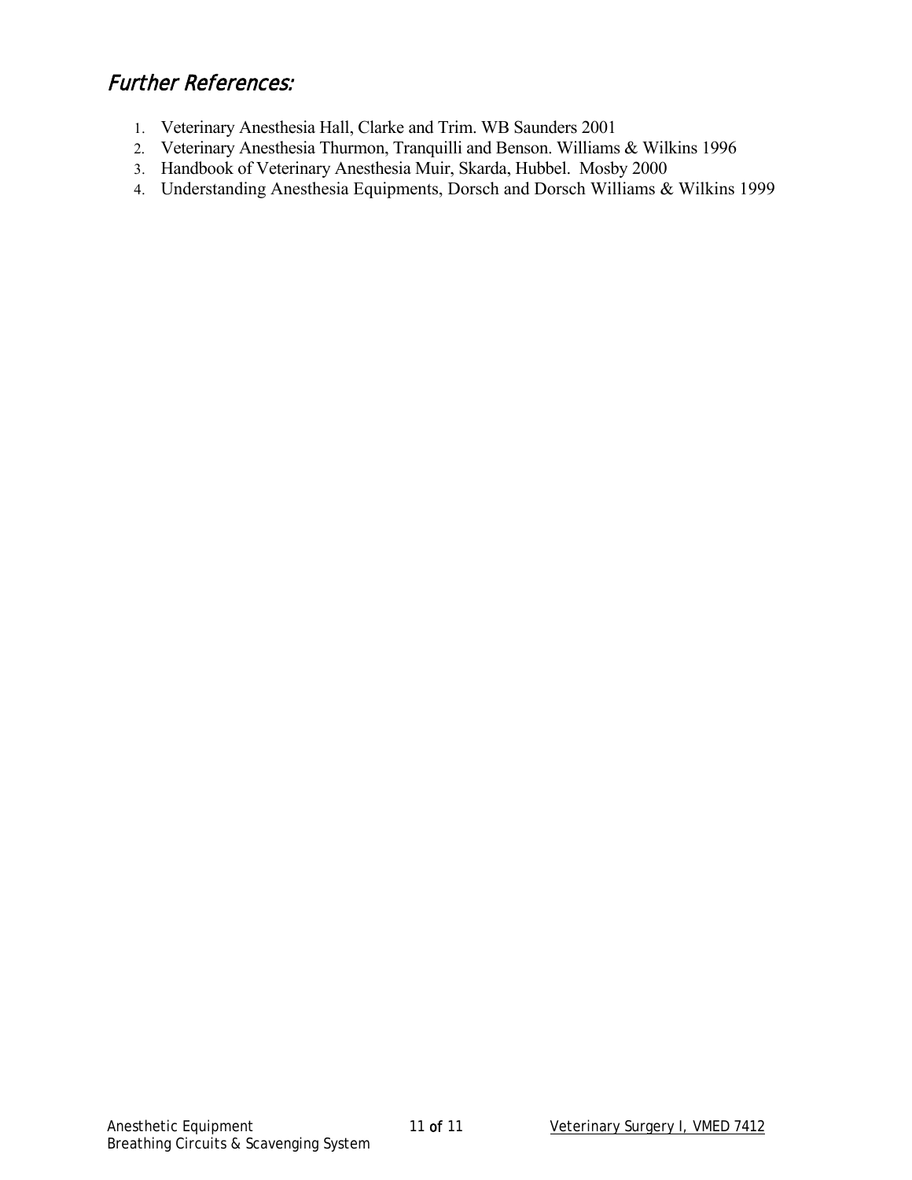## *Further References:*

1. Veterinary Anesthesia Hall, Clarke and Trim. WB Saunders 2001
2. Veterinary Anesthesia Thurmon, Tranquilli and Benson. Williams & Wilkins 1996
3. Handbook of Veterinary Anesthesia Muir, Skarda, Hubbel. Mosby 2000
4. Understanding Anesthesia Equipments, Dorsch and Dorsch Williams & Wilkins 1999